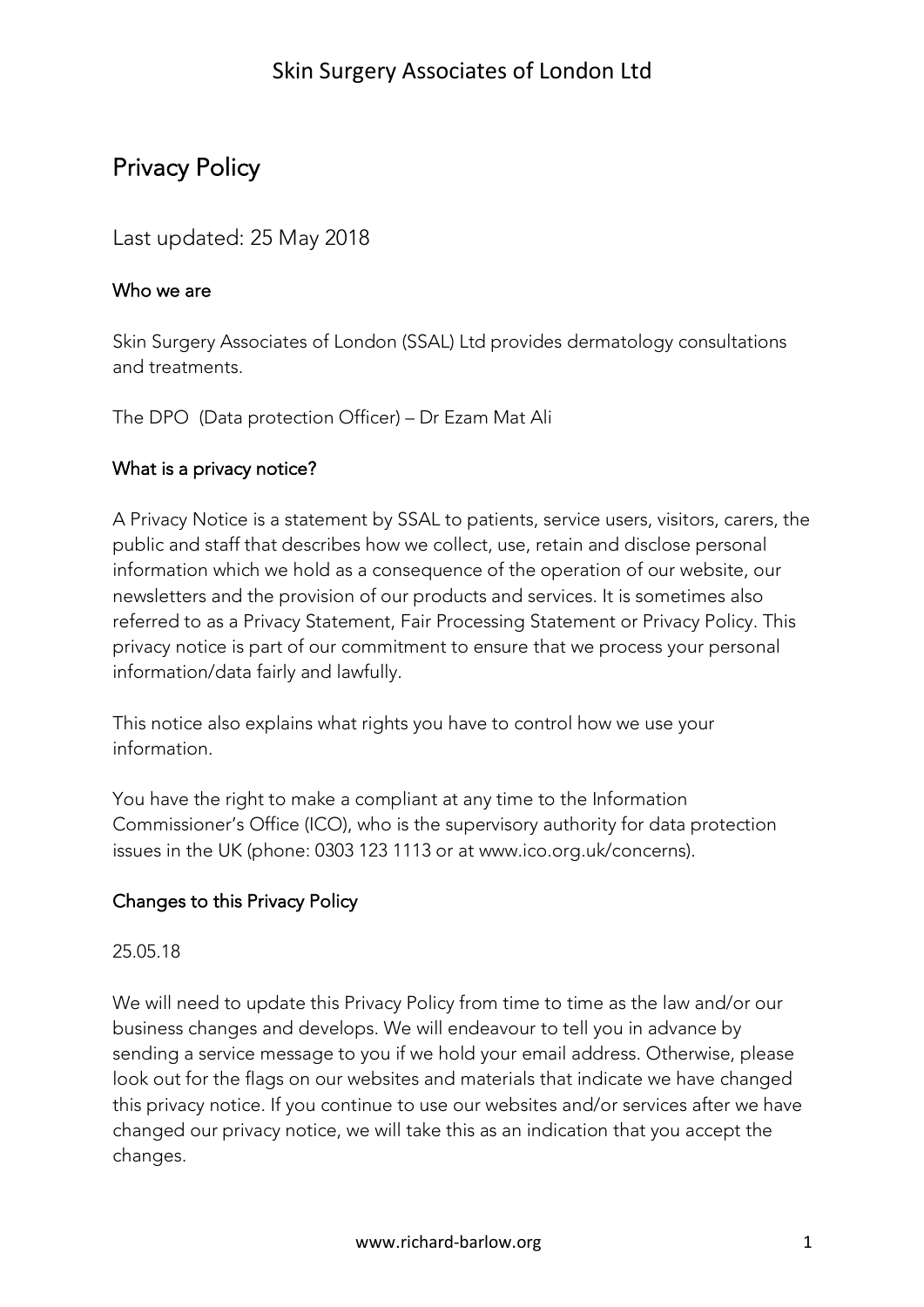# Privacy Policy

Last updated: 25 May 2018

## Who we are

Skin Surgery Associates of London (SSAL) Ltd provides dermatology consultations and treatments.

The DPO (Data protection Officer) – Dr Ezam Mat Ali

## What is a privacy notice?

A Privacy Notice is a statement by SSAL to patients, service users, visitors, carers, the public and staff that describes how we collect, use, retain and disclose personal information which we hold as a consequence of the operation of our website, our newsletters and the provision of our products and services. It is sometimes also referred to as a Privacy Statement, Fair Processing Statement or Privacy Policy. This privacy notice is part of our commitment to ensure that we process your personal information/data fairly and lawfully.

This notice also explains what rights you have to control how we use your information.

You have the right to make a compliant at any time to the Information Commissioner's Office (ICO), who is the supervisory authority for data protection issues in the UK (phone: 0303 123 1113 or at www.ico.org.uk/concerns).

## Changes to this Privacy Policy

25.05.18

We will need to update this Privacy Policy from time to time as the law and/or our business changes and develops. We will endeavour to tell you in advance by sending a service message to you if we hold your email address. Otherwise, please look out for the flags on our websites and materials that indicate we have changed this privacy notice. If you continue to use our websites and/or services after we have changed our privacy notice, we will take this as an indication that you accept the changes.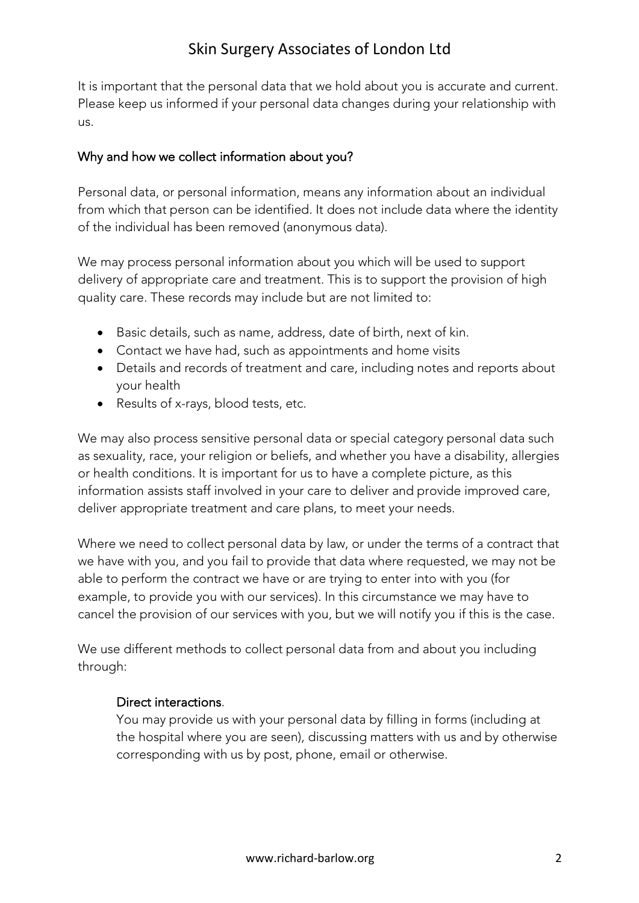It is important that the personal data that we hold about you is accurate and current. Please keep us informed if your personal data changes during your relationship with us.

## Why and how we collect information about you?

Personal data, or personal information, means any information about an individual from which that person can be identified. It does not include data where the identity of the individual has been removed (anonymous data).

We may process personal information about you which will be used to support delivery of appropriate care and treatment. This is to support the provision of high quality care. These records may include but are not limited to:

- Basic details, such as name, address, date of birth, next of kin.
- Contact we have had, such as appointments and home visits
- Details and records of treatment and care, including notes and reports about your health
- Results of x-rays, blood tests, etc.

We may also process sensitive personal data or special category personal data such as sexuality, race, your religion or beliefs, and whether you have a disability, allergies or health conditions. It is important for us to have a complete picture, as this information assists staff involved in your care to deliver and provide improved care, deliver appropriate treatment and care plans, to meet your needs.

Where we need to collect personal data by law, or under the terms of a contract that we have with you, and you fail to provide that data where requested, we may not be able to perform the contract we have or are trying to enter into with you (for example, to provide you with our services). In this circumstance we may have to cancel the provision of our services with you, but we will notify you if this is the case.

We use different methods to collect personal data from and about you including through:

### Direct interactions.

You may provide us with your personal data by filling in forms (including at the hospital where you are seen), discussing matters with us and by otherwise corresponding with us by post, phone, email or otherwise.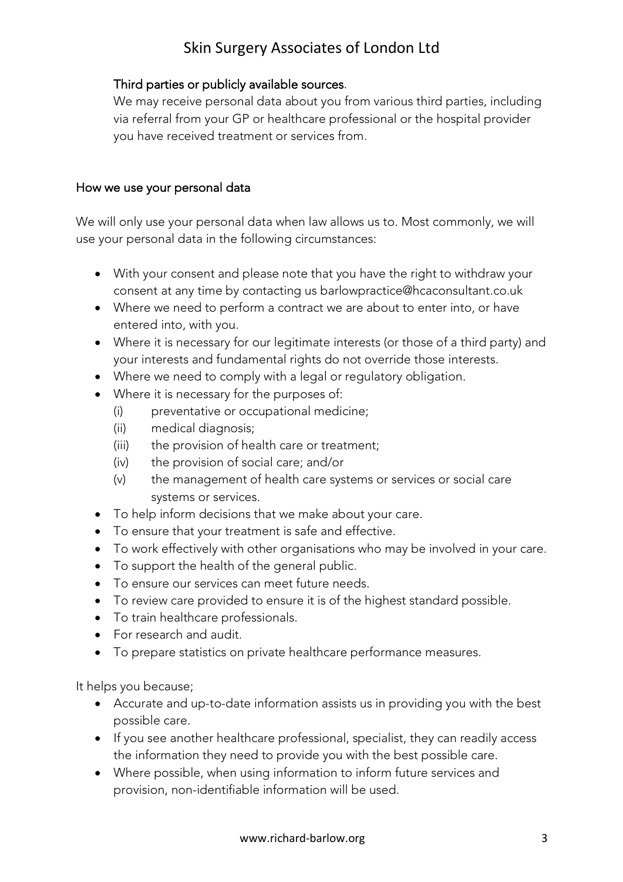### Third parties or publicly available sources.

We may receive personal data about you from various third parties, including via referral from your GP or healthcare professional or the hospital provider you have received treatment or services from.

## How we use your personal data

We will only use your personal data when law allows us to. Most commonly, we will use your personal data in the following circumstances:

- With your consent and please note that you have the right to withdraw your consent at any time by contacting us barlowpractice@hcaconsultant.co.uk
- Where we need to perform a contract we are about to enter into, or have entered into, with you.
- Where it is necessary for our legitimate interests (or those of a third party) and your interests and fundamental rights do not override those interests.
- Where we need to comply with a legal or regulatory obligation.
- Where it is necessary for the purposes of:
  - (i) preventative or occupational medicine;
  - (ii) medical diagnosis;
  - (iii) the provision of health care or treatment;
  - (iv) the provision of social care; and/or
  - (v) the management of health care systems or services or social care systems or services.
- To help inform decisions that we make about your care.
- To ensure that your treatment is safe and effective.
- To work effectively with other organisations who may be involved in your care.
- To support the health of the general public.
- To ensure our services can meet future needs.
- To review care provided to ensure it is of the highest standard possible.
- To train healthcare professionals.
- For research and audit.
- To prepare statistics on private healthcare performance measures.

It helps you because;

- Accurate and up-to-date information assists us in providing you with the best possible care.
- If you see another healthcare professional, specialist, they can readily access the information they need to provide you with the best possible care.
- Where possible, when using information to inform future services and provision, non-identifiable information will be used.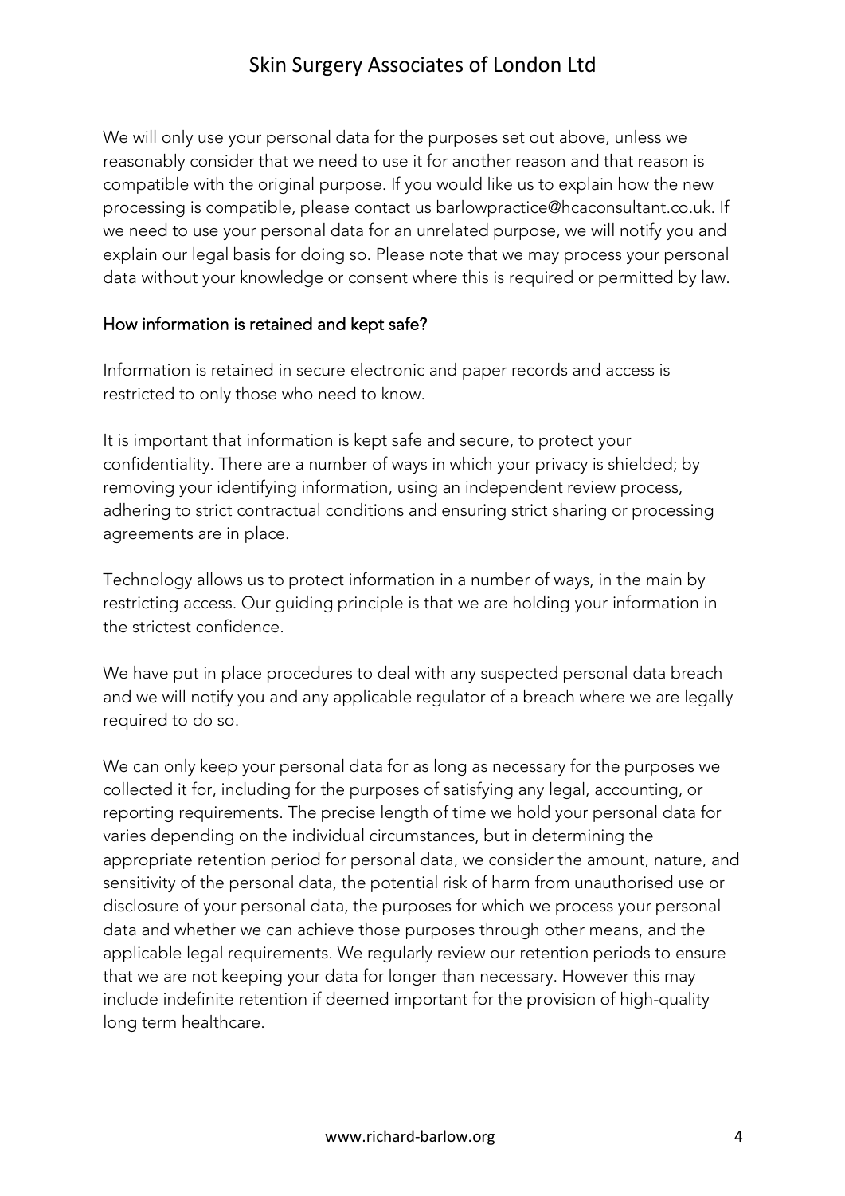We will only use your personal data for the purposes set out above, unless we reasonably consider that we need to use it for another reason and that reason is compatible with the original purpose. If you would like us to explain how the new processing is compatible, please contact us barlowpractice@hcaconsultant.co.uk. If we need to use your personal data for an unrelated purpose, we will notify you and explain our legal basis for doing so. Please note that we may process your personal data without your knowledge or consent where this is required or permitted by law.

## How information is retained and kept safe?

Information is retained in secure electronic and paper records and access is restricted to only those who need to know.

It is important that information is kept safe and secure, to protect your confidentiality. There are a number of ways in which your privacy is shielded; by removing your identifying information, using an independent review process, adhering to strict contractual conditions and ensuring strict sharing or processing agreements are in place.

Technology allows us to protect information in a number of ways, in the main by restricting access. Our guiding principle is that we are holding your information in the strictest confidence.

We have put in place procedures to deal with any suspected personal data breach and we will notify you and any applicable regulator of a breach where we are legally required to do so.

We can only keep your personal data for as long as necessary for the purposes we collected it for, including for the purposes of satisfying any legal, accounting, or reporting requirements. The precise length of time we hold your personal data for varies depending on the individual circumstances, but in determining the appropriate retention period for personal data, we consider the amount, nature, and sensitivity of the personal data, the potential risk of harm from unauthorised use or disclosure of your personal data, the purposes for which we process your personal data and whether we can achieve those purposes through other means, and the applicable legal requirements. We regularly review our retention periods to ensure that we are not keeping your data for longer than necessary. However this may include indefinite retention if deemed important for the provision of high-quality long term healthcare.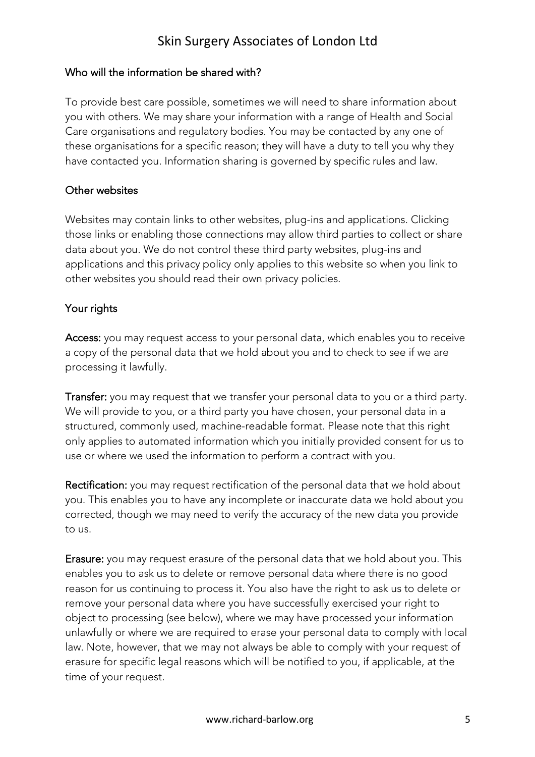## Who will the information be shared with?

To provide best care possible, sometimes we will need to share information about you with others. We may share your information with a range of Health and Social Care organisations and regulatory bodies. You may be contacted by any one of these organisations for a specific reason; they will have a duty to tell you why they have contacted you. Information sharing is governed by specific rules and law.

## Other websites

Websites may contain links to other websites, plug-ins and applications. Clicking those links or enabling those connections may allow third parties to collect or share data about you. We do not control these third party websites, plug-ins and applications and this privacy policy only applies to this website so when you link to other websites you should read their own privacy policies.

## Your rights

**Access:** you may request access to your personal data, which enables you to receive a copy of the personal data that we hold about you and to check to see if we are processing it lawfully.

**Transfer:** you may request that we transfer your personal data to you or a third party. We will provide to you, or a third party you have chosen, your personal data in a structured, commonly used, machine-readable format. Please note that this right only applies to automated information which you initially provided consent for us to use or where we used the information to perform a contract with you.

**Rectification:** you may request rectification of the personal data that we hold about you. This enables you to have any incomplete or inaccurate data we hold about you corrected, though we may need to verify the accuracy of the new data you provide to us.

**Erasure:** you may request erasure of the personal data that we hold about you. This enables you to ask us to delete or remove personal data where there is no good reason for us continuing to process it. You also have the right to ask us to delete or remove your personal data where you have successfully exercised your right to object to processing (see below), where we may have processed your information unlawfully or where we are required to erase your personal data to comply with local law. Note, however, that we may not always be able to comply with your request of erasure for specific legal reasons which will be notified to you, if applicable, at the time of your request.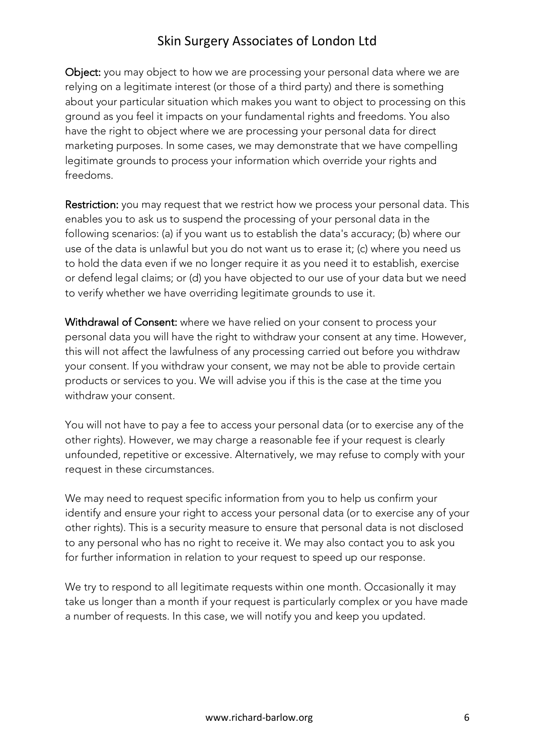**Object:** you may object to how we are processing your personal data where we are relying on a legitimate interest (or those of a third party) and there is something about your particular situation which makes you want to object to processing on this ground as you feel it impacts on your fundamental rights and freedoms. You also have the right to object where we are processing your personal data for direct marketing purposes. In some cases, we may demonstrate that we have compelling legitimate grounds to process your information which override your rights and freedoms.

**Restriction:** you may request that we restrict how we process your personal data. This enables you to ask us to suspend the processing of your personal data in the following scenarios: (a) if you want us to establish the data's accuracy; (b) where our use of the data is unlawful but you do not want us to erase it; (c) where you need us to hold the data even if we no longer require it as you need it to establish, exercise or defend legal claims; or (d) you have objected to our use of your data but we need to verify whether we have overriding legitimate grounds to use it.

**Withdrawal of Consent:** where we have relied on your consent to process your personal data you will have the right to withdraw your consent at any time. However, this will not affect the lawfulness of any processing carried out before you withdraw your consent. If you withdraw your consent, we may not be able to provide certain products or services to you. We will advise you if this is the case at the time you withdraw your consent.

You will not have to pay a fee to access your personal data (or to exercise any of the other rights). However, we may charge a reasonable fee if your request is clearly unfounded, repetitive or excessive. Alternatively, we may refuse to comply with your request in these circumstances.

We may need to request specific information from you to help us confirm your identify and ensure your right to access your personal data (or to exercise any of your other rights). This is a security measure to ensure that personal data is not disclosed to any personal who has no right to receive it. We may also contact you to ask you for further information in relation to your request to speed up our response.

We try to respond to all legitimate requests within one month. Occasionally it may take us longer than a month if your request is particularly complex or you have made a number of requests. In this case, we will notify you and keep you updated.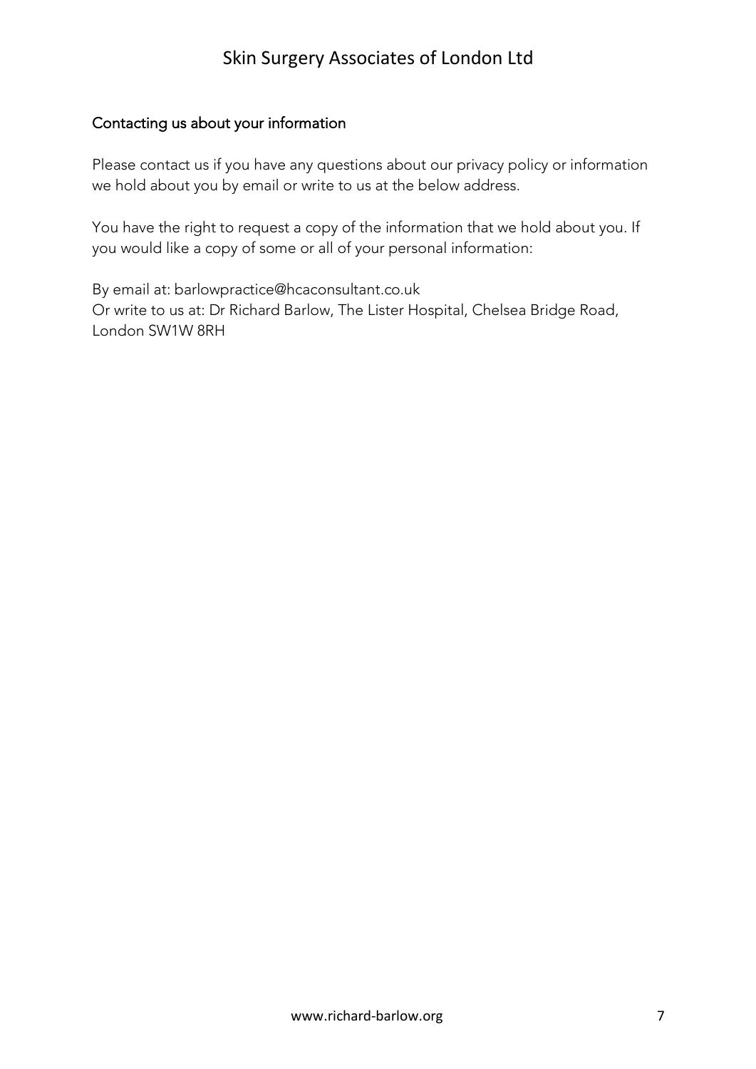## Contacting us about your information

Please contact us if you have any questions about our privacy policy or information we hold about you by email or write to us at the below address.

You have the right to request a copy of the information that we hold about you. If you would like a copy of some or all of your personal information:

By email at: barlowpractice@hcaconsultant.co.uk
Or write to us at: Dr Richard Barlow, The Lister Hospital, Chelsea Bridge Road, London SW1W 8RH